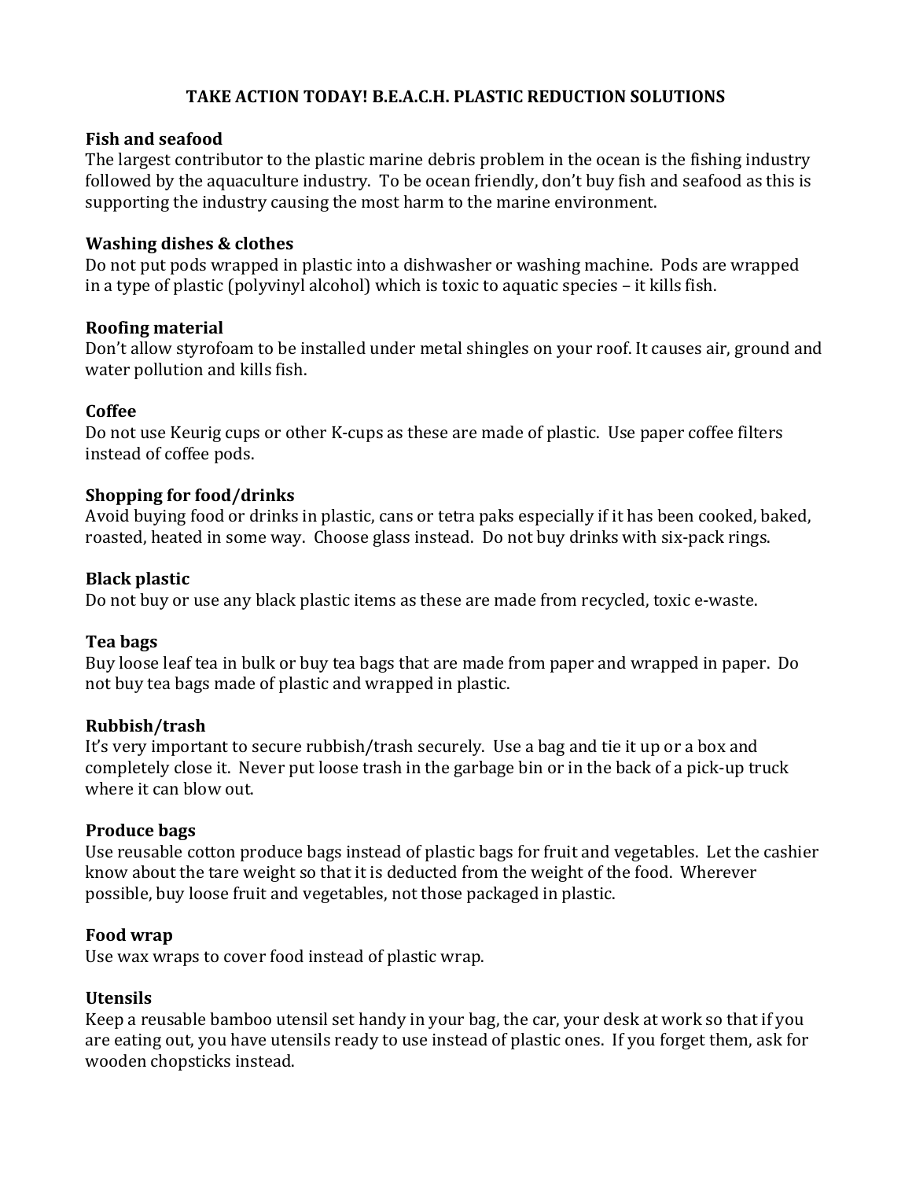# TAKE ACTION TODAY! B.E.A.C.H. PLASTIC REDUCTION SOLUTIONS

**Fish and seafood**

The largest contributor to the plastic marine debris problem in the ocean is the fishing industry followed by the aquaculture industry. To be ocean friendly, don't buy fish and seafood as this is supporting the industry causing the most harm to the marine environment.

**Washing dishes & clothes**

Do not put pods wrapped in plastic into a dishwasher or washing machine. Pods are wrapped in a type of plastic (polyvinyl alcohol) which is toxic to aquatic species – it kills fish.

**Roofing material**

Don't allow styrofoam to be installed under metal shingles on your roof. It causes air, ground and water pollution and kills fish.

**Coffee**

Do not use Keurig cups or other K-cups as these are made of plastic. Use paper coffee filters instead of coffee pods.

**Shopping for food/drinks**

Avoid buying food or drinks in plastic, cans or tetra paks especially if it has been cooked, baked, roasted, heated in some way. Choose glass instead. Do not buy drinks with six-pack rings.

**Black plastic**

Do not buy or use any black plastic items as these are made from recycled, toxic e-waste.

**Tea bags**

Buy loose leaf tea in bulk or buy tea bags that are made from paper and wrapped in paper. Do not buy tea bags made of plastic and wrapped in plastic.

**Rubbish/trash**

It's very important to secure rubbish/trash securely. Use a bag and tie it up or a box and completely close it. Never put loose trash in the garbage bin or in the back of a pick-up truck where it can blow out.

**Produce bags**

Use reusable cotton produce bags instead of plastic bags for fruit and vegetables. Let the cashier know about the tare weight so that it is deducted from the weight of the food. Wherever possible, buy loose fruit and vegetables, not those packaged in plastic.

**Food wrap**

Use wax wraps to cover food instead of plastic wrap.

**Utensils**

Keep a reusable bamboo utensil set handy in your bag, the car, your desk at work so that if you are eating out, you have utensils ready to use instead of plastic ones. If you forget them, ask for wooden chopsticks instead.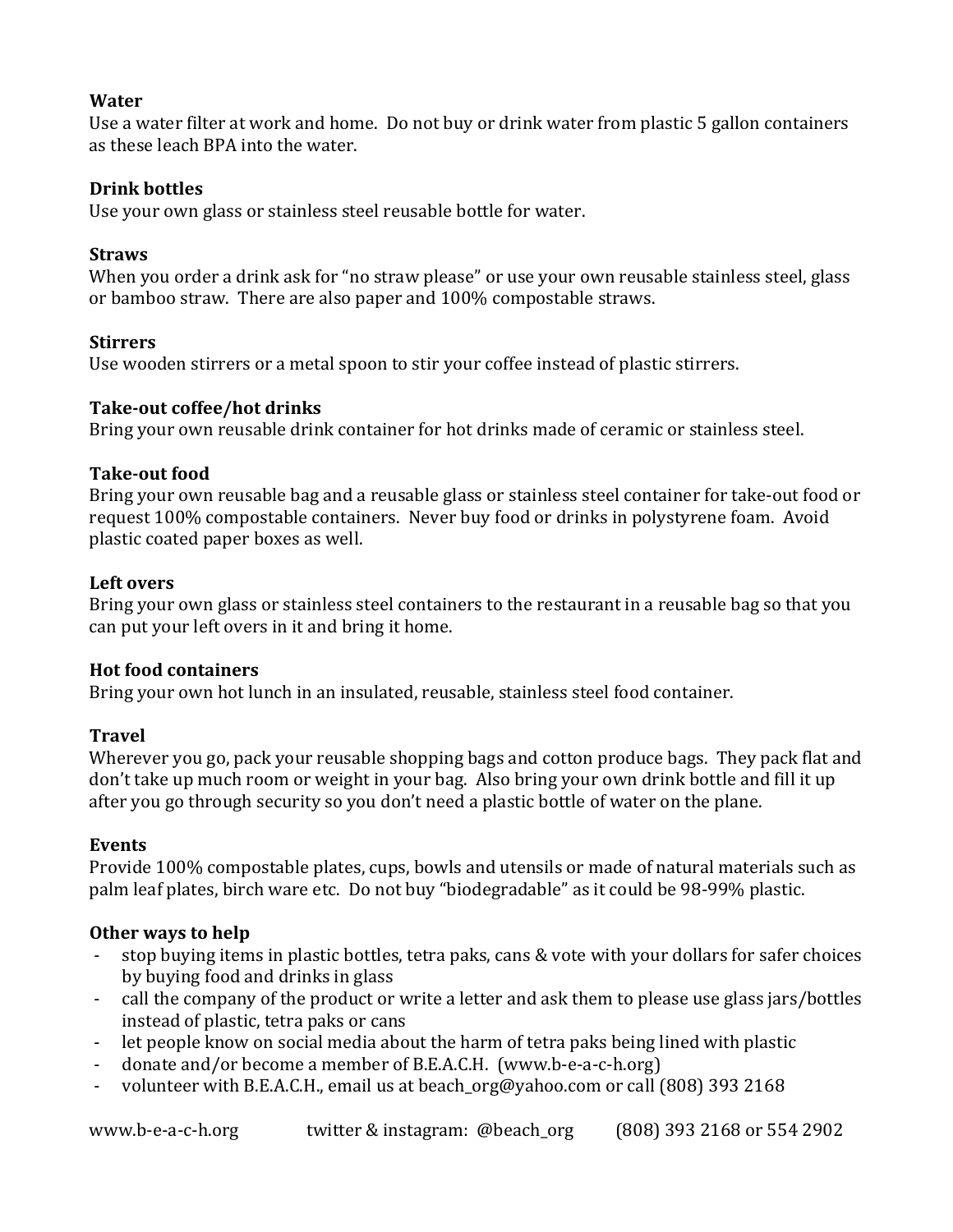**Water**
Use a water filter at work and home. Do not buy or drink water from plastic 5 gallon containers as these leach BPA into the water.

**Drink bottles**
Use your own glass or stainless steel reusable bottle for water.

**Straws**
When you order a drink ask for "no straw please" or use your own reusable stainless steel, glass or bamboo straw. There are also paper and 100% compostable straws.

**Stirrers**
Use wooden stirrers or a metal spoon to stir your coffee instead of plastic stirrers.

**Take-out coffee/hot drinks**
Bring your own reusable drink container for hot drinks made of ceramic or stainless steel.

**Take-out food**
Bring your own reusable bag and a reusable glass or stainless steel container for take-out food or request 100% compostable containers. Never buy food or drinks in polystyrene foam. Avoid plastic coated paper boxes as well.

**Left overs**
Bring your own glass or stainless steel containers to the restaurant in a reusable bag so that you can put your left overs in it and bring it home.

**Hot food containers**
Bring your own hot lunch in an insulated, reusable, stainless steel food container.

**Travel**
Wherever you go, pack your reusable shopping bags and cotton produce bags. They pack flat and don't take up much room or weight in your bag. Also bring your own drink bottle and fill it up after you go through security so you don't need a plastic bottle of water on the plane.

**Events**
Provide 100% compostable plates, cups, bowls and utensils or made of natural materials such as palm leaf plates, birch ware etc. Do not buy "biodegradable" as it could be 98-99% plastic.

**Other ways to help**

- stop buying items in plastic bottles, tetra paks, cans & vote with your dollars for safer choices by buying food and drinks in glass
- call the company of the product or write a letter and ask them to please use glass jars/bottles instead of plastic, tetra paks or cans
- let people know on social media about the harm of tetra paks being lined with plastic
- donate and/or become a member of B.E.A.C.H. (www.b-e-a-c-h.org)
- volunteer with B.E.A.C.H., email us at beach_org@yahoo.com or call (808) 393 2168

www.b-e-a-c-h.org twitter & instagram: @beach_org (808) 393 2168 or 554 2902